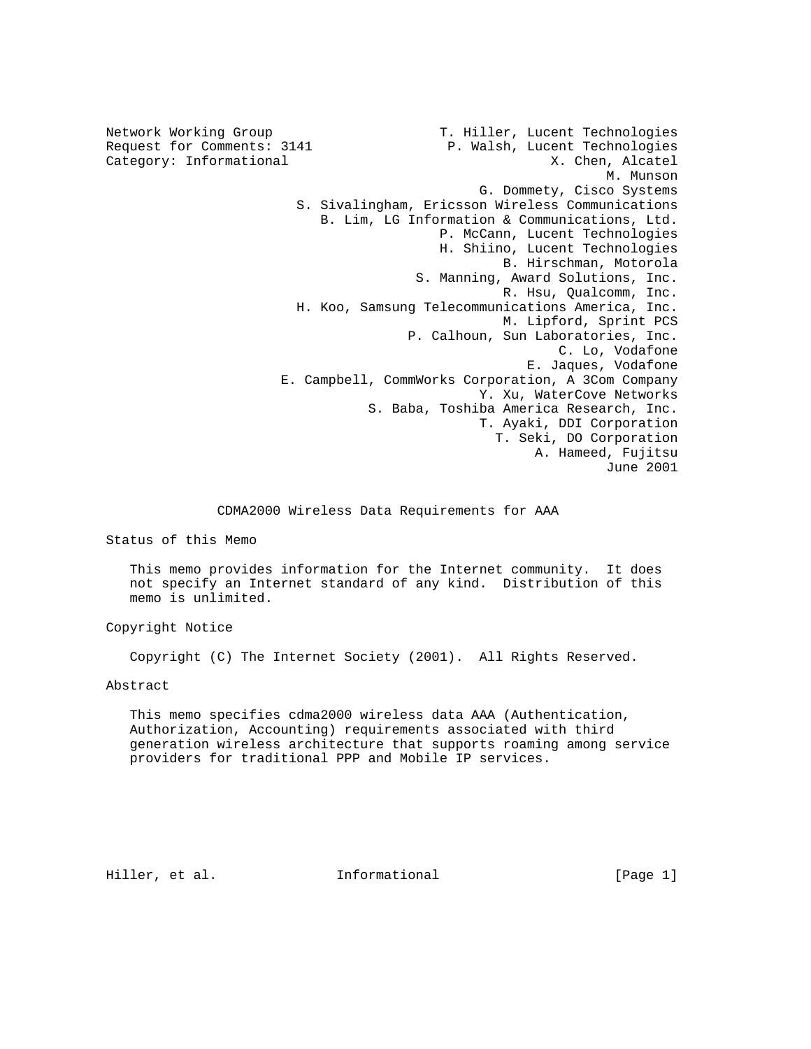Network Working Group
Request for Comments: 3141
Category: Informational

T. Hiller, Lucent Technologies
P. Walsh, Lucent Technologies
X. Chen, Alcatel
M. Munson
G. Dommety, Cisco Systems
S. Sivalingham, Ericsson Wireless Communications
B. Lim, LG Information & Communications, Ltd.
P. McCann, Lucent Technologies
H. Shiino, Lucent Technologies
B. Hirschman, Motorola
S. Manning, Award Solutions, Inc.
R. Hsu, Qualcomm, Inc.
H. Koo, Samsung Telecommunications America, Inc.
M. Lipford, Sprint PCS
P. Calhoun, Sun Laboratories, Inc.
C. Lo, Vodafone
E. Jaques, Vodafone
E. Campbell, CommWorks Corporation, A 3Com Company
Y. Xu, WaterCove Networks
S. Baba, Toshiba America Research, Inc.
T. Ayaki, DDI Corporation
T. Seki, DO Corporation
A. Hameed, Fujitsu
June 2001

# CDMA2000 Wireless Data Requirements for AAA

## Status of this Memo

This memo provides information for the Internet community. It does not specify an Internet standard of any kind. Distribution of this memo is unlimited.

## Copyright Notice

Copyright (C) The Internet Society (2001). All Rights Reserved.

## Abstract

This memo specifies cdma2000 wireless data AAA (Authentication, Authorization, Accounting) requirements associated with third generation wireless architecture that supports roaming among service providers for traditional PPP and Mobile IP services.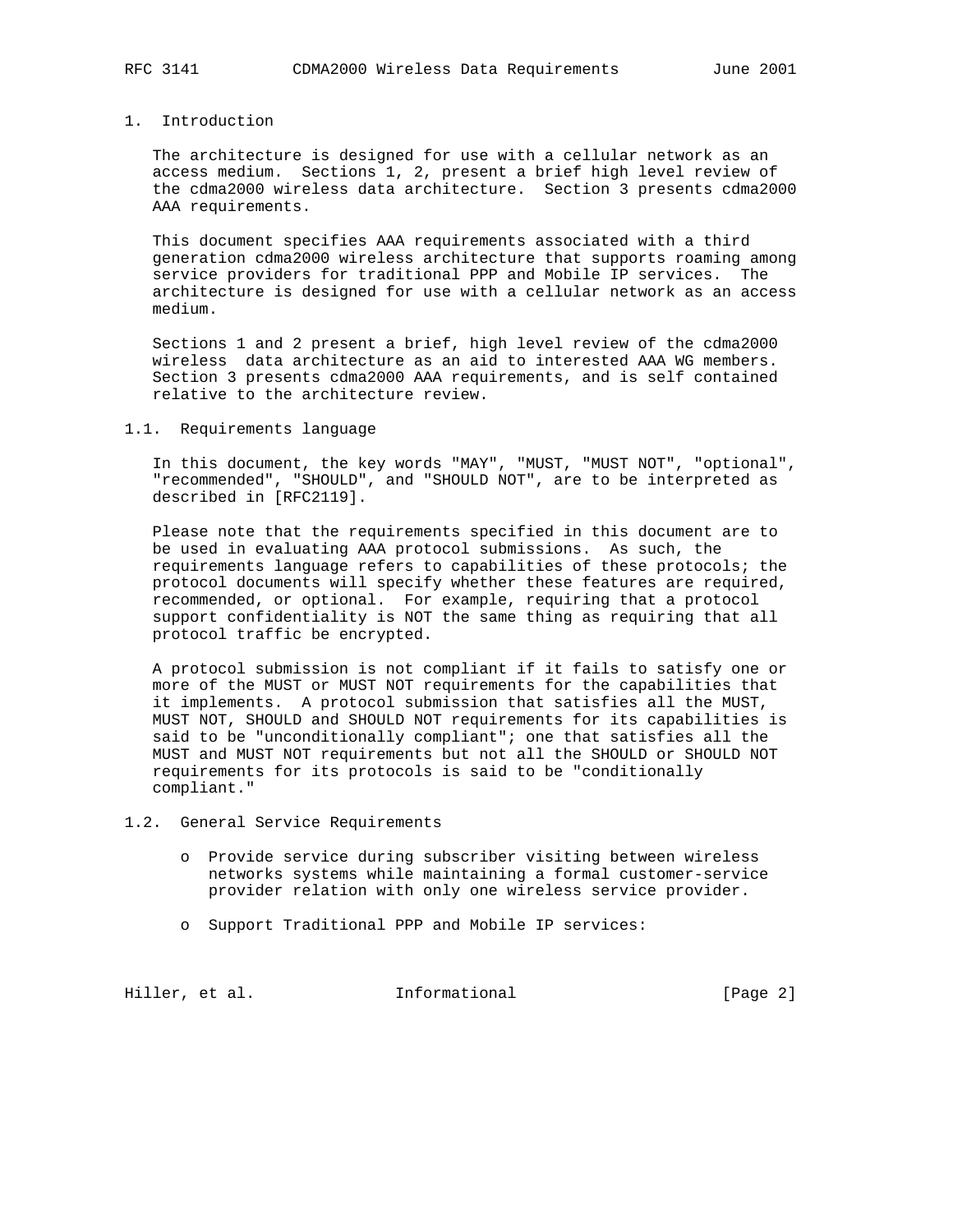# 1. Introduction

The architecture is designed for use with a cellular network as an access medium. Sections 1, 2, present a brief high level review of the cdma2000 wireless data architecture. Section 3 presents cdma2000 AAA requirements.

This document specifies AAA requirements associated with a third generation cdma2000 wireless architecture that supports roaming among service providers for traditional PPP and Mobile IP services. The architecture is designed for use with a cellular network as an access medium.

Sections 1 and 2 present a brief, high level review of the cdma2000 wireless data architecture as an aid to interested AAA WG members. Section 3 presents cdma2000 AAA requirements, and is self contained relative to the architecture review.

## 1.1. Requirements language

In this document, the key words "MAY", "MUST, "MUST NOT", "optional", "recommended", "SHOULD", and "SHOULD NOT", are to be interpreted as described in [RFC2119].

Please note that the requirements specified in this document are to be used in evaluating AAA protocol submissions. As such, the requirements language refers to capabilities of these protocols; the protocol documents will specify whether these features are required, recommended, or optional. For example, requiring that a protocol support confidentiality is NOT the same thing as requiring that all protocol traffic be encrypted.

A protocol submission is not compliant if it fails to satisfy one or more of the MUST or MUST NOT requirements for the capabilities that it implements. A protocol submission that satisfies all the MUST, MUST NOT, SHOULD and SHOULD NOT requirements for its capabilities is said to be "unconditionally compliant"; one that satisfies all the MUST and MUST NOT requirements but not all the SHOULD or SHOULD NOT requirements for its protocols is said to be "conditionally compliant."

## 1.2. General Service Requirements

- Provide service during subscriber visiting between wireless networks systems while maintaining a formal customer-service provider relation with only one wireless service provider.

- Support Traditional PPP and Mobile IP services: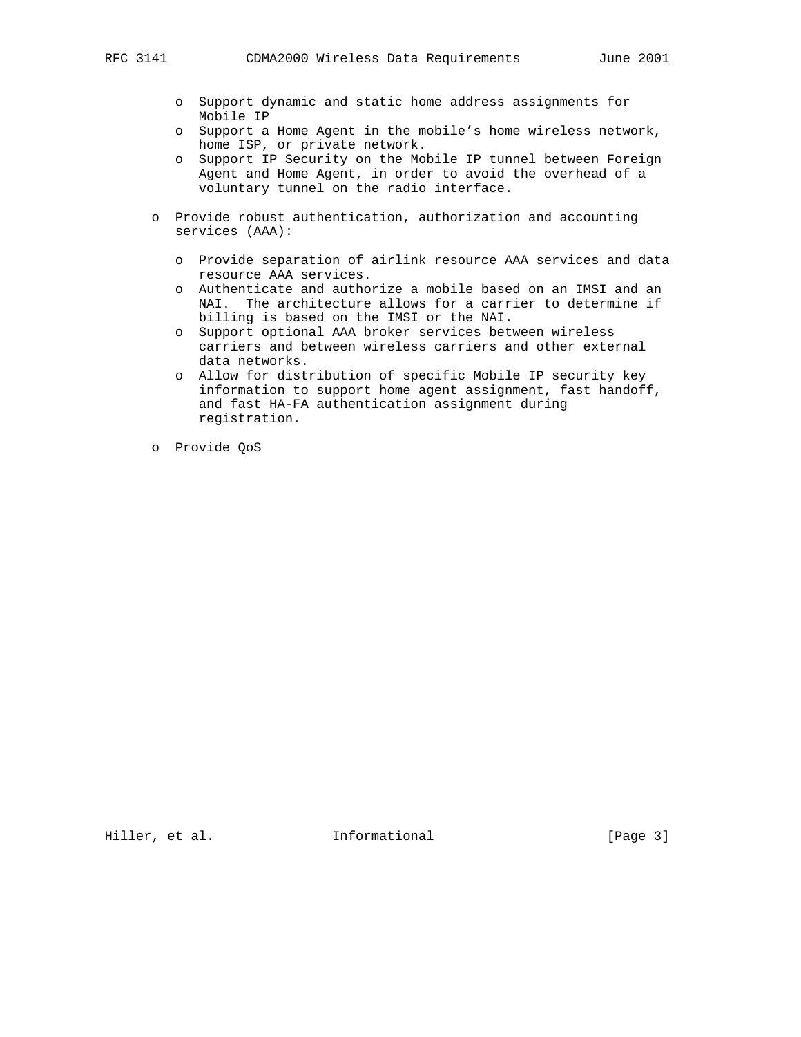- Support dynamic and static home address assignments for Mobile IP
- Support a Home Agent in the mobile's home wireless network, home ISP, or private network.
- Support IP Security on the Mobile IP tunnel between Foreign Agent and Home Agent, in order to avoid the overhead of a voluntary tunnel on the radio interface.

- Provide robust authentication, authorization and accounting services (AAA):

  - Provide separation of airlink resource AAA services and data resource AAA services.
  - Authenticate and authorize a mobile based on an IMSI and an NAI. The architecture allows for a carrier to determine if billing is based on the IMSI or the NAI.
  - Support optional AAA broker services between wireless carriers and between wireless carriers and other external data networks.
  - Allow for distribution of specific Mobile IP security key information to support home agent assignment, fast handoff, and fast HA-FA authentication assignment during registration.

- Provide QoS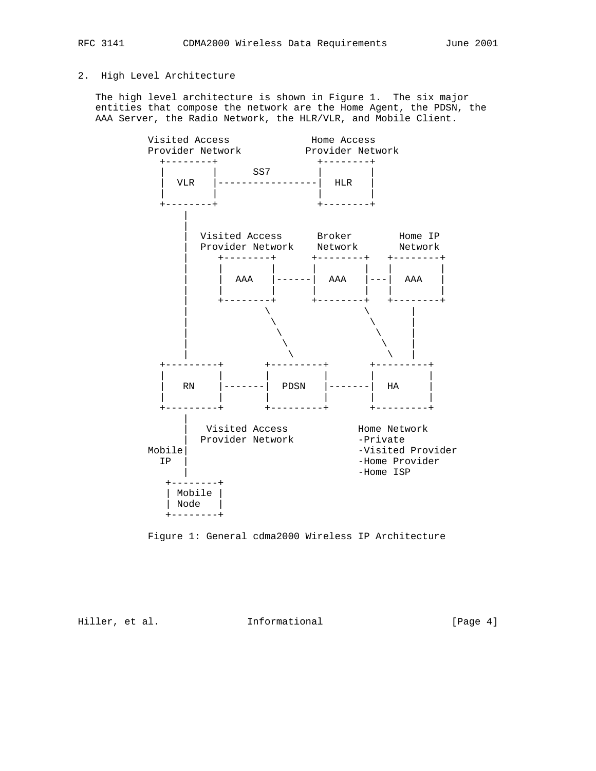## 2. High Level Architecture

The high level architecture is shown in Figure 1. The six major entities that compose the network are the Home Agent, the PDSN, the AAA Server, the Radio Network, the HLR/VLR, and Mobile Client.

```
          Visited Access             Home Access
          Provider Network           Provider Network
            +--------+                +--------+
            |        |      SS7       |        |
            |  VLR   |----------------|  HLR   |
            |        |                |        |
            +--------+                +--------+
                |
                |
                |  Visited Access      Broker        Home IP
                |  Provider Network    Network       Network
                |     +--------+      +--------+    +--------+
                |     |        |      |        |    |        |
                |     |  AAA   |------|  AAA   |----|  AAA   |
                |     |        |      |        |    |        |
                |     +--------+      +--------+    +--------+
                |            \               \          |
                |             \               \         |
                |              \               \        |
                |               \               \       |
                |                \               \      |
            +---------+       +---------+       +---------+
            |         |       |         |       |         |
            |   RN    |-------|  PDSN   |-------|  HA     |
            |         |       |         |       |         |
            +---------+       +---------+       +---------+
                |
                |   Visited Access            Home Network
                |  Provider Network           -Private
          Mobile|                             -Visited Provider
            IP  |                             -Home Provider
                |                             -Home ISP
             +--------+
             | Mobile |
             | Node   |
             +--------+
```

Figure 1: General cdma2000 Wireless IP Architecture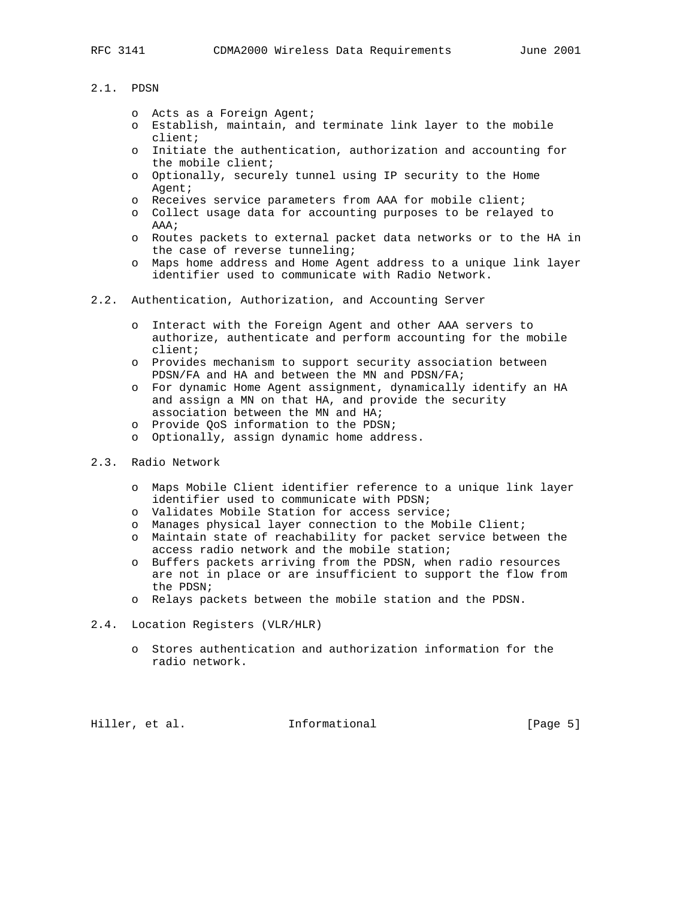## 2.1. PDSN

- Acts as a Foreign Agent;
- Establish, maintain, and terminate link layer to the mobile client;
- Initiate the authentication, authorization and accounting for the mobile client;
- Optionally, securely tunnel using IP security to the Home Agent;
- Receives service parameters from AAA for mobile client;
- Collect usage data for accounting purposes to be relayed to AAA;
- Routes packets to external packet data networks or to the HA in the case of reverse tunneling;
- Maps home address and Home Agent address to a unique link layer identifier used to communicate with Radio Network.

## 2.2. Authentication, Authorization, and Accounting Server

- Interact with the Foreign Agent and other AAA servers to authorize, authenticate and perform accounting for the mobile client;
- Provides mechanism to support security association between PDSN/FA and HA and between the MN and PDSN/FA;
- For dynamic Home Agent assignment, dynamically identify an HA and assign a MN on that HA, and provide the security association between the MN and HA;
- Provide QoS information to the PDSN;
- Optionally, assign dynamic home address.

## 2.3. Radio Network

- Maps Mobile Client identifier reference to a unique link layer identifier used to communicate with PDSN;
- Validates Mobile Station for access service;
- Manages physical layer connection to the Mobile Client;
- Maintain state of reachability for packet service between the access radio network and the mobile station;
- Buffers packets arriving from the PDSN, when radio resources are not in place or are insufficient to support the flow from the PDSN;
- Relays packets between the mobile station and the PDSN.

## 2.4. Location Registers (VLR/HLR)

- Stores authentication and authorization information for the radio network.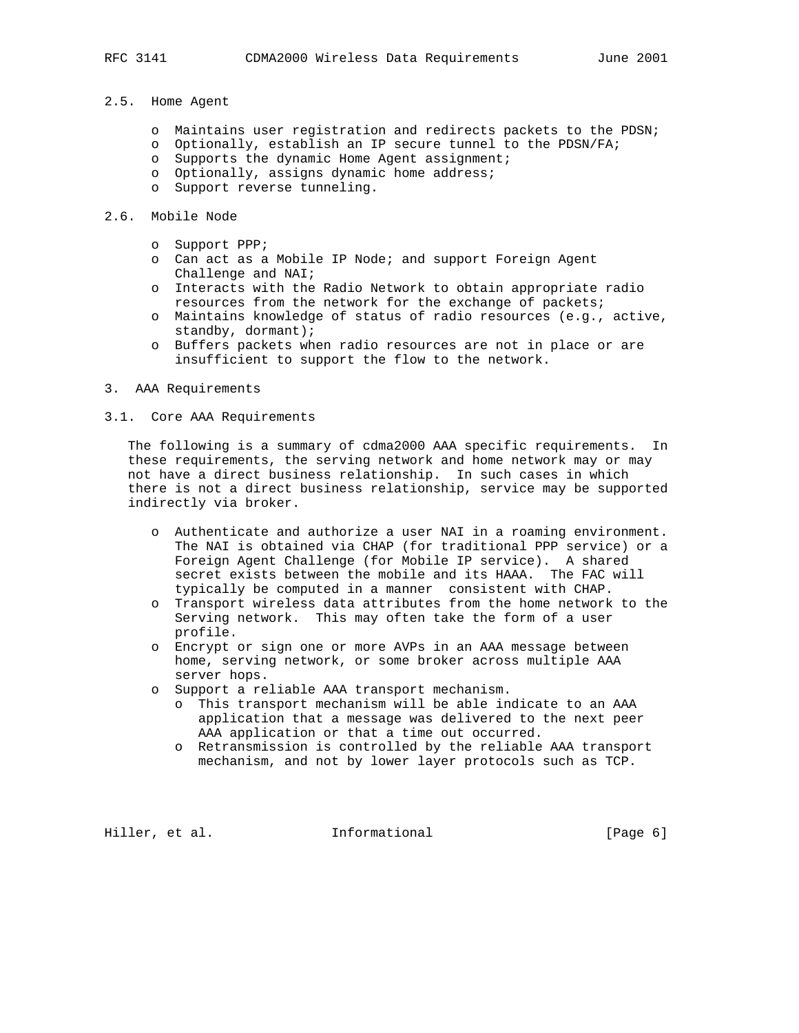### 2.5. Home Agent

- Maintains user registration and redirects packets to the PDSN;
- Optionally, establish an IP secure tunnel to the PDSN/FA;
- Supports the dynamic Home Agent assignment;
- Optionally, assigns dynamic home address;
- Support reverse tunneling.

### 2.6. Mobile Node

- Support PPP;
- Can act as a Mobile IP Node; and support Foreign Agent Challenge and NAI;
- Interacts with the Radio Network to obtain appropriate radio resources from the network for the exchange of packets;
- Maintains knowledge of status of radio resources (e.g., active, standby, dormant);
- Buffers packets when radio resources are not in place or are insufficient to support the flow to the network.

## 3. AAA Requirements

### 3.1. Core AAA Requirements

The following is a summary of cdma2000 AAA specific requirements. In these requirements, the serving network and home network may or may not have a direct business relationship. In such cases in which there is not a direct business relationship, service may be supported indirectly via broker.

- Authenticate and authorize a user NAI in a roaming environment. The NAI is obtained via CHAP (for traditional PPP service) or a Foreign Agent Challenge (for Mobile IP service). A shared secret exists between the mobile and its HAAA. The FAC will typically be computed in a manner consistent with CHAP.
- Transport wireless data attributes from the home network to the Serving network. This may often take the form of a user profile.
- Encrypt or sign one or more AVPs in an AAA message between home, serving network, or some broker across multiple AAA server hops.
- Support a reliable AAA transport mechanism.
  - This transport mechanism will be able indicate to an AAA application that a message was delivered to the next peer AAA application or that a time out occurred.
  - Retransmission is controlled by the reliable AAA transport mechanism, and not by lower layer protocols such as TCP.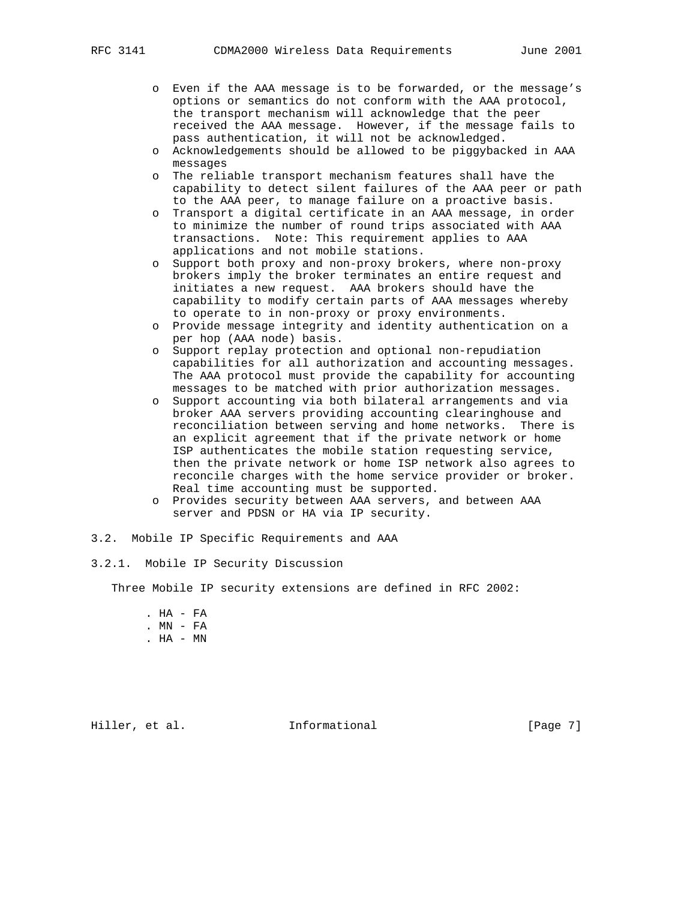- Even if the AAA message is to be forwarded, or the message's options or semantics do not conform with the AAA protocol, the transport mechanism will acknowledge that the peer received the AAA message. However, if the message fails to pass authentication, it will not be acknowledged.
- Acknowledgements should be allowed to be piggybacked in AAA messages
- The reliable transport mechanism features shall have the capability to detect silent failures of the AAA peer or path to the AAA peer, to manage failure on a proactive basis.
- Transport a digital certificate in an AAA message, in order to minimize the number of round trips associated with AAA transactions. Note: This requirement applies to AAA applications and not mobile stations.
- Support both proxy and non-proxy brokers, where non-proxy brokers imply the broker terminates an entire request and initiates a new request. AAA brokers should have the capability to modify certain parts of AAA messages whereby to operate to in non-proxy or proxy environments.
- Provide message integrity and identity authentication on a per hop (AAA node) basis.
- Support replay protection and optional non-repudiation capabilities for all authorization and accounting messages. The AAA protocol must provide the capability for accounting messages to be matched with prior authorization messages.
- Support accounting via both bilateral arrangements and via broker AAA servers providing accounting clearinghouse and reconciliation between serving and home networks. There is an explicit agreement that if the private network or home ISP authenticates the mobile station requesting service, then the private network or home ISP network also agrees to reconcile charges with the home service provider or broker. Real time accounting must be supported.
- Provides security between AAA servers, and between AAA server and PDSN or HA via IP security.

## 3.2. Mobile IP Specific Requirements and AAA

### 3.2.1. Mobile IP Security Discussion

Three Mobile IP security extensions are defined in RFC 2002:

- HA - FA
- MN - FA
- HA - MN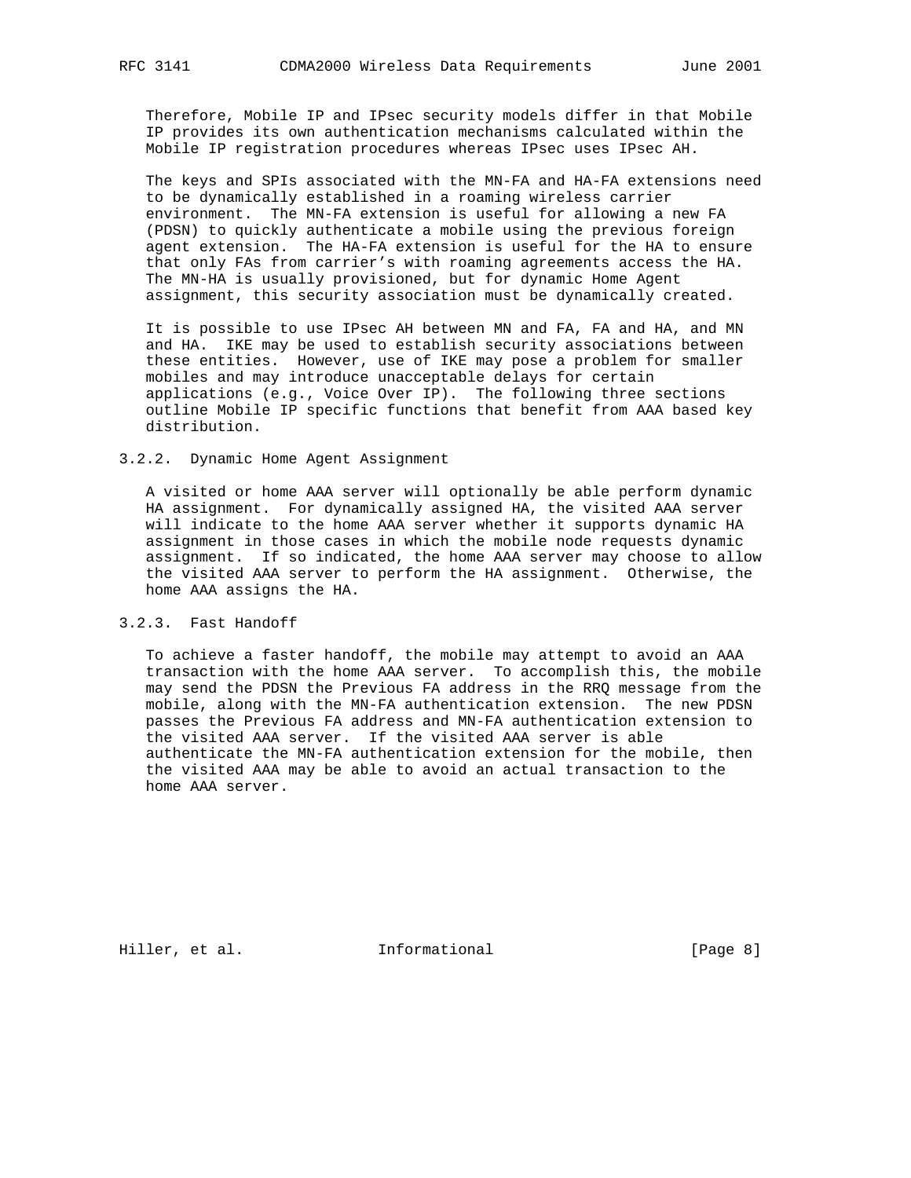Therefore, Mobile IP and IPsec security models differ in that Mobile IP provides its own authentication mechanisms calculated within the Mobile IP registration procedures whereas IPsec uses IPsec AH.

The keys and SPIs associated with the MN-FA and HA-FA extensions need to be dynamically established in a roaming wireless carrier environment. The MN-FA extension is useful for allowing a new FA (PDSN) to quickly authenticate a mobile using the previous foreign agent extension. The HA-FA extension is useful for the HA to ensure that only FAs from carrier's with roaming agreements access the HA. The MN-HA is usually provisioned, but for dynamic Home Agent assignment, this security association must be dynamically created.

It is possible to use IPsec AH between MN and FA, FA and HA, and MN and HA. IKE may be used to establish security associations between these entities. However, use of IKE may pose a problem for smaller mobiles and may introduce unacceptable delays for certain applications (e.g., Voice Over IP). The following three sections outline Mobile IP specific functions that benefit from AAA based key distribution.

### 3.2.2. Dynamic Home Agent Assignment

A visited or home AAA server will optionally be able perform dynamic HA assignment. For dynamically assigned HA, the visited AAA server will indicate to the home AAA server whether it supports dynamic HA assignment in those cases in which the mobile node requests dynamic assignment. If so indicated, the home AAA server may choose to allow the visited AAA server to perform the HA assignment. Otherwise, the home AAA assigns the HA.

### 3.2.3. Fast Handoff

To achieve a faster handoff, the mobile may attempt to avoid an AAA transaction with the home AAA server. To accomplish this, the mobile may send the PDSN the Previous FA address in the RRQ message from the mobile, along with the MN-FA authentication extension. The new PDSN passes the Previous FA address and MN-FA authentication extension to the visited AAA server. If the visited AAA server is able authenticate the MN-FA authentication extension for the mobile, then the visited AAA may be able to avoid an actual transaction to the home AAA server.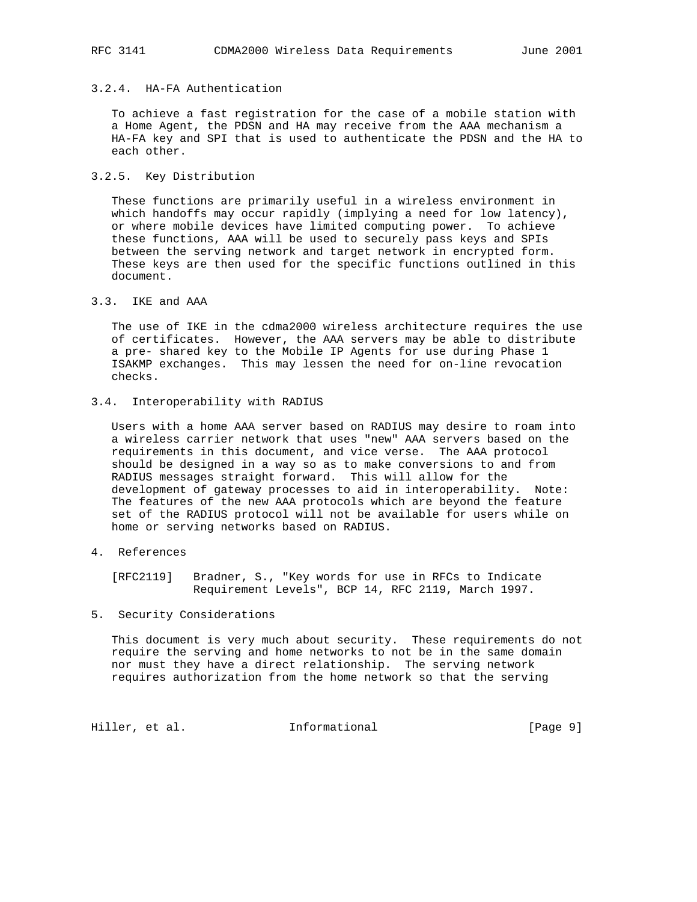### 3.2.4. HA-FA Authentication

To achieve a fast registration for the case of a mobile station with a Home Agent, the PDSN and HA may receive from the AAA mechanism a HA-FA key and SPI that is used to authenticate the PDSN and the HA to each other.

### 3.2.5. Key Distribution

These functions are primarily useful in a wireless environment in which handoffs may occur rapidly (implying a need for low latency), or where mobile devices have limited computing power. To achieve these functions, AAA will be used to securely pass keys and SPIs between the serving network and target network in encrypted form. These keys are then used for the specific functions outlined in this document.

## 3.3. IKE and AAA

The use of IKE in the cdma2000 wireless architecture requires the use of certificates. However, the AAA servers may be able to distribute a pre- shared key to the Mobile IP Agents for use during Phase 1 ISAKMP exchanges. This may lessen the need for on-line revocation checks.

## 3.4. Interoperability with RADIUS

Users with a home AAA server based on RADIUS may desire to roam into a wireless carrier network that uses "new" AAA servers based on the requirements in this document, and vice verse. The AAA protocol should be designed in a way so as to make conversions to and from RADIUS messages straight forward. This will allow for the development of gateway processes to aid in interoperability. Note: The features of the new AAA protocols which are beyond the feature set of the RADIUS protocol will not be available for users while on home or serving networks based on RADIUS.

# 4. References

[RFC2119] Bradner, S., "Key words for use in RFCs to Indicate Requirement Levels", BCP 14, RFC 2119, March 1997.

# 5. Security Considerations

This document is very much about security. These requirements do not require the serving and home networks to not be in the same domain nor must they have a direct relationship. The serving network requires authorization from the home network so that the serving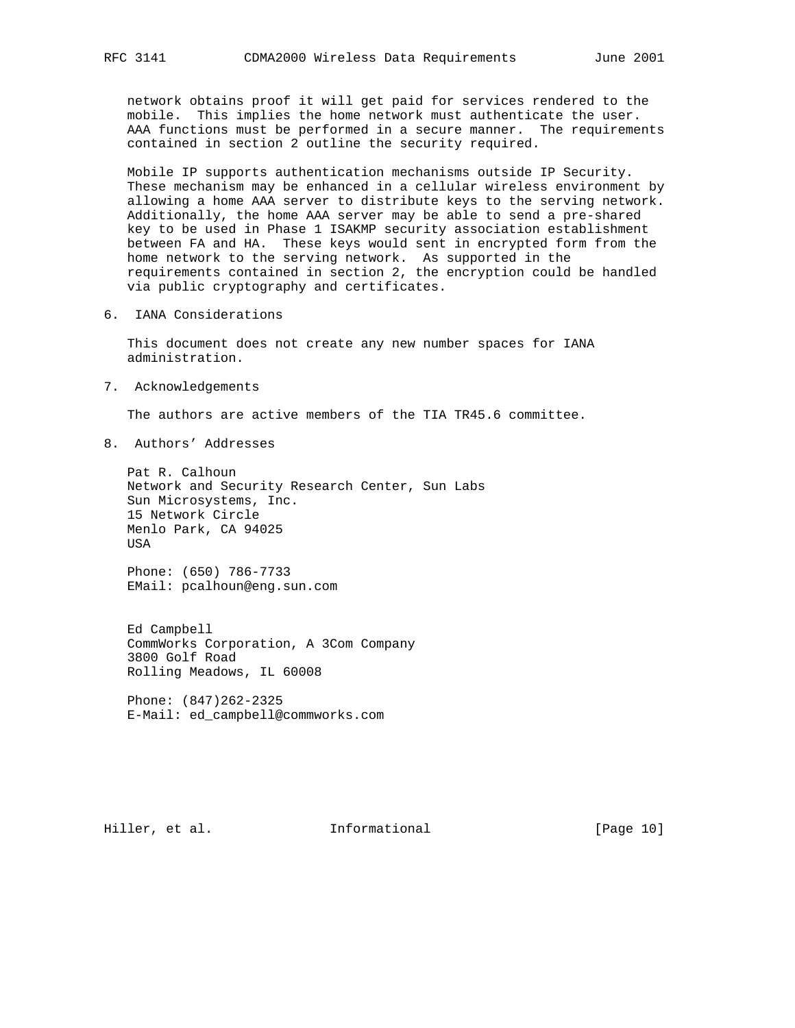network obtains proof it will get paid for services rendered to the mobile. This implies the home network must authenticate the user. AAA functions must be performed in a secure manner. The requirements contained in section 2 outline the security required.

Mobile IP supports authentication mechanisms outside IP Security. These mechanism may be enhanced in a cellular wireless environment by allowing a home AAA server to distribute keys to the serving network. Additionally, the home AAA server may be able to send a pre-shared key to be used in Phase 1 ISAKMP security association establishment between FA and HA. These keys would sent in encrypted form from the home network to the serving network. As supported in the requirements contained in section 2, the encryption could be handled via public cryptography and certificates.

## 6. IANA Considerations

This document does not create any new number spaces for IANA administration.

## 7. Acknowledgements

The authors are active members of the TIA TR45.6 committee.

## 8. Authors' Addresses

Pat R. Calhoun
Network and Security Research Center, Sun Labs
Sun Microsystems, Inc.
15 Network Circle
Menlo Park, CA 94025
USA

Phone: (650) 786-7733
EMail: pcalhoun@eng.sun.com

Ed Campbell
CommWorks Corporation, A 3Com Company
3800 Golf Road
Rolling Meadows, IL 60008

Phone: (847)262-2325
E-Mail: ed_campbell@commworks.com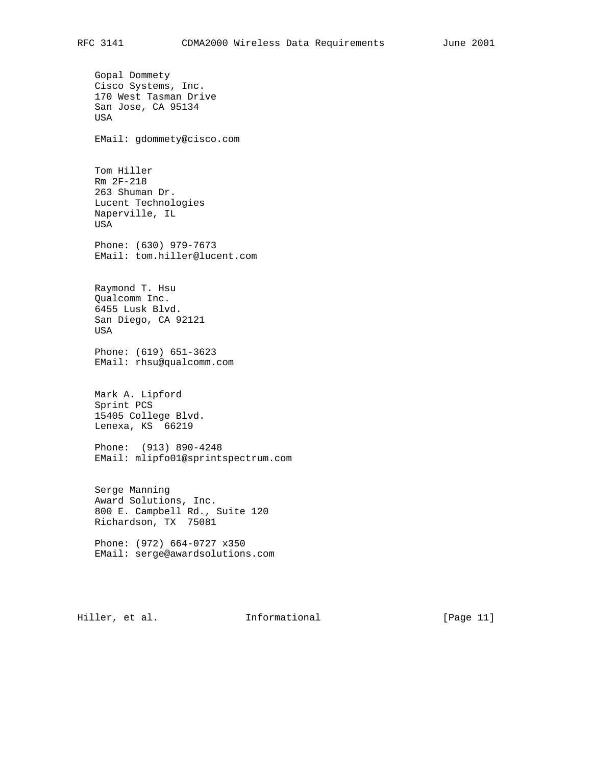Gopal Dommety
Cisco Systems, Inc.
170 West Tasman Drive
San Jose, CA 95134
USA

EMail: gdommety@cisco.com

Tom Hiller
Rm 2F-218
263 Shuman Dr.
Lucent Technologies
Naperville, IL
USA

Phone: (630) 979-7673
EMail: tom.hiller@lucent.com

Raymond T. Hsu
Qualcomm Inc.
6455 Lusk Blvd.
San Diego, CA 92121
USA

Phone: (619) 651-3623
EMail: rhsu@qualcomm.com

Mark A. Lipford
Sprint PCS
15405 College Blvd.
Lenexa, KS  66219

Phone:  (913) 890-4248
EMail: mlipfo01@sprintspectrum.com

Serge Manning
Award Solutions, Inc.
800 E. Campbell Rd., Suite 120
Richardson, TX  75081

Phone: (972) 664-0727 x350
EMail: serge@awardsolutions.com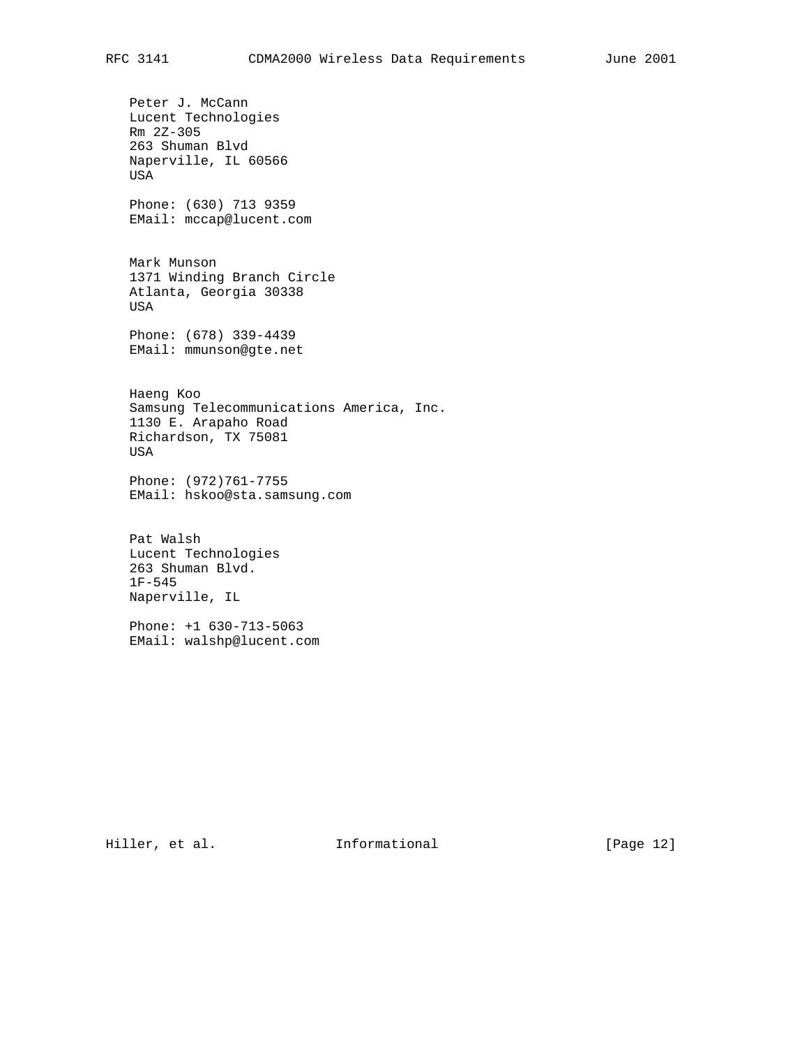Peter J. McCann
Lucent Technologies
Rm 2Z-305
263 Shuman Blvd
Naperville, IL 60566
USA

Phone: (630) 713 9359
EMail: mccap@lucent.com

Mark Munson
1371 Winding Branch Circle
Atlanta, Georgia 30338
USA

Phone: (678) 339-4439
EMail: mmunson@gte.net

Haeng Koo
Samsung Telecommunications America, Inc.
1130 E. Arapaho Road
Richardson, TX 75081
USA

Phone: (972)761-7755
EMail: hskoo@sta.samsung.com

Pat Walsh
Lucent Technologies
263 Shuman Blvd.
1F-545
Naperville, IL

Phone: +1 630-713-5063
EMail: walshp@lucent.com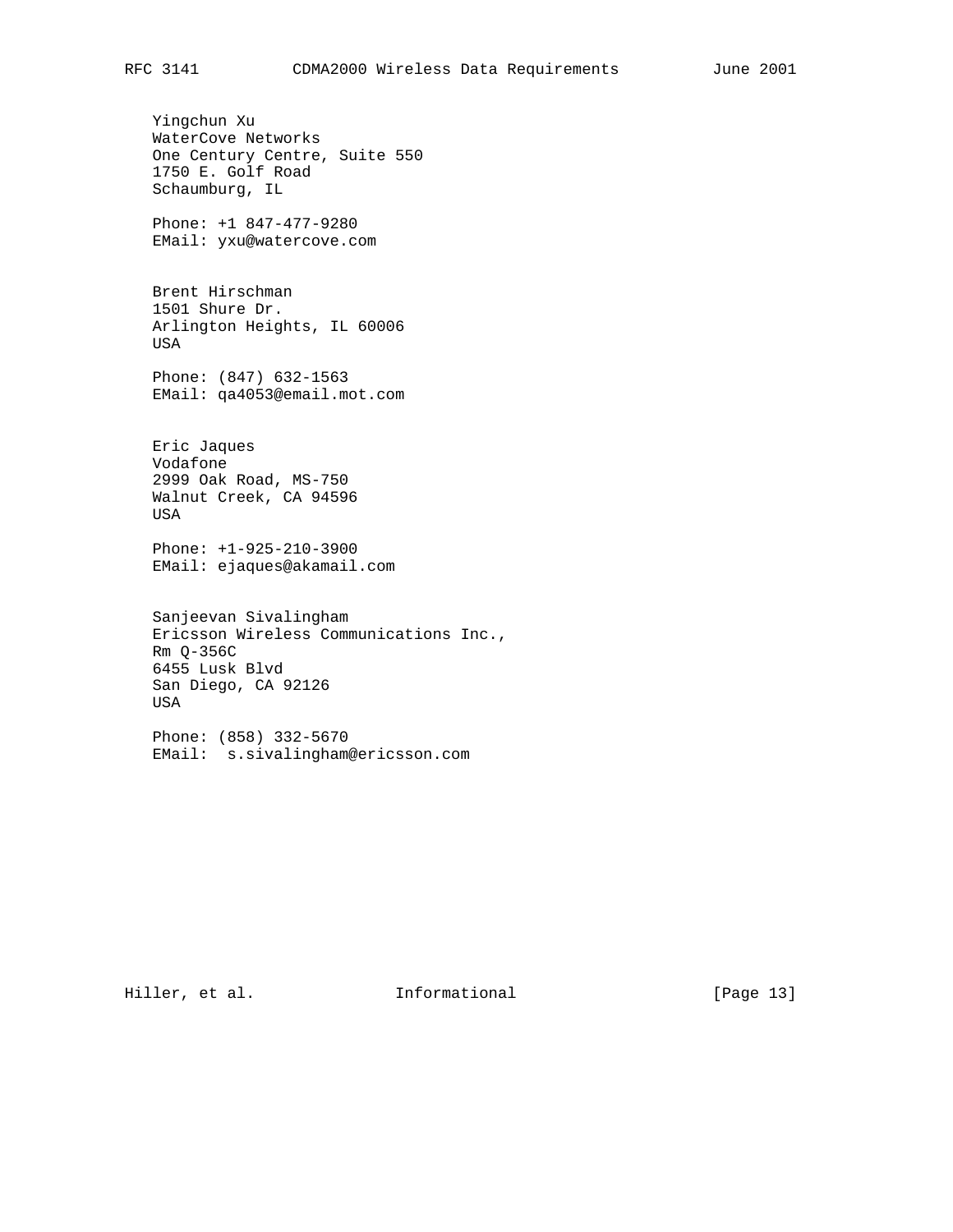Yingchun Xu
WaterCove Networks
One Century Centre, Suite 550
1750 E. Golf Road
Schaumburg, IL

Phone: +1 847-477-9280
EMail: yxu@watercove.com

Brent Hirschman
1501 Shure Dr.
Arlington Heights, IL 60006
USA

Phone: (847) 632-1563
EMail: qa4053@email.mot.com

Eric Jaques
Vodafone
2999 Oak Road, MS-750
Walnut Creek, CA 94596
USA

Phone: +1-925-210-3900
EMail: ejaques@akamail.com

Sanjeevan Sivalingham
Ericsson Wireless Communications Inc.,
Rm Q-356C
6455 Lusk Blvd
San Diego, CA 92126
USA

Phone: (858) 332-5670
EMail:  s.sivalingham@ericsson.com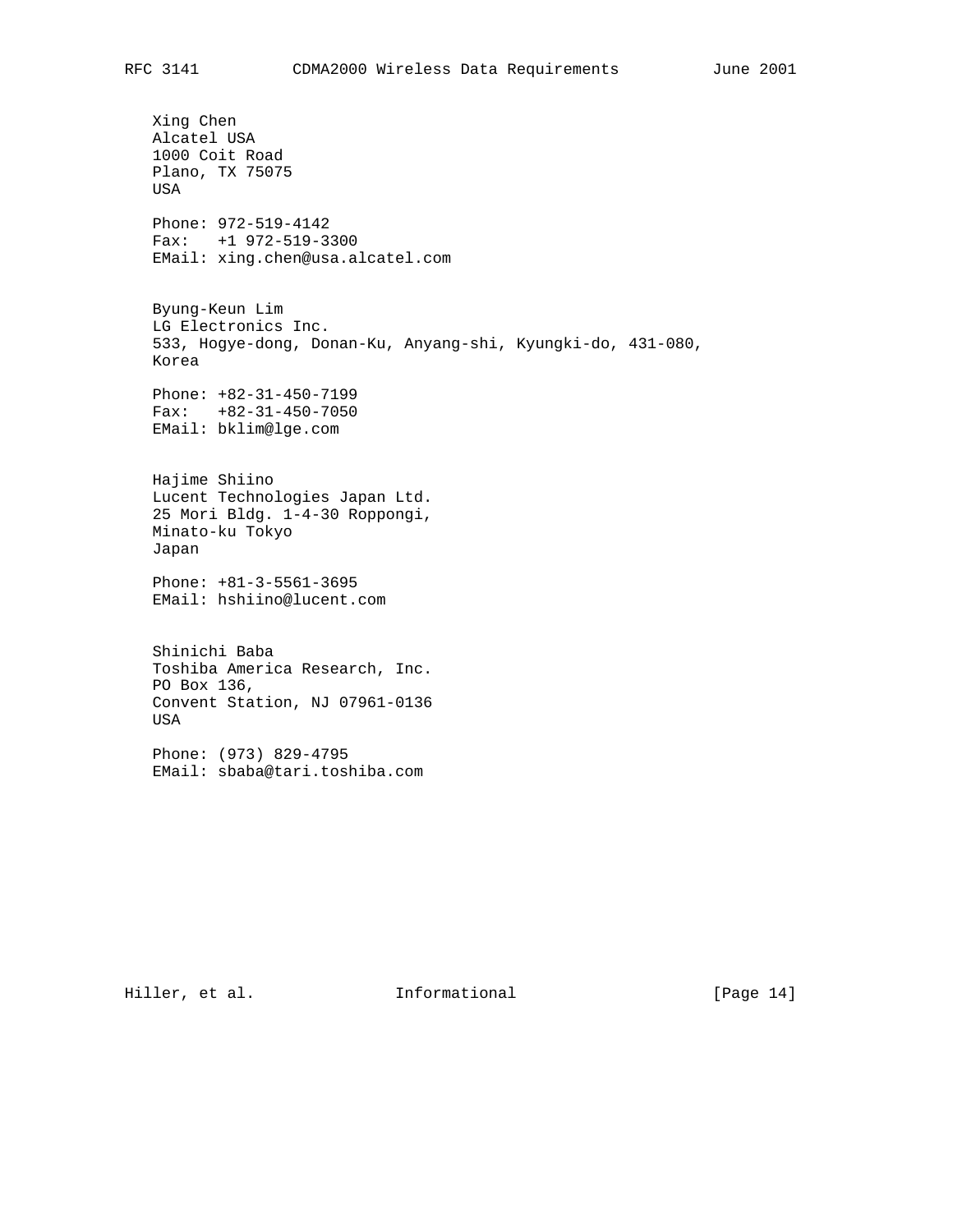Xing Chen
Alcatel USA
1000 Coit Road
Plano, TX 75075
USA

Phone: 972-519-4142
Fax: +1 972-519-3300
EMail: xing.chen@usa.alcatel.com

Byung-Keun Lim
LG Electronics Inc.
533, Hogye-dong, Donan-Ku, Anyang-shi, Kyungki-do, 431-080,
Korea

Phone: +82-31-450-7199
Fax: +82-31-450-7050
EMail: bklim@lge.com

Hajime Shiino
Lucent Technologies Japan Ltd.
25 Mori Bldg. 1-4-30 Roppongi,
Minato-ku Tokyo
Japan

Phone: +81-3-5561-3695
EMail: hshiino@lucent.com

Shinichi Baba
Toshiba America Research, Inc.
PO Box 136,
Convent Station, NJ 07961-0136
USA

Phone: (973) 829-4795
EMail: sbaba@tari.toshiba.com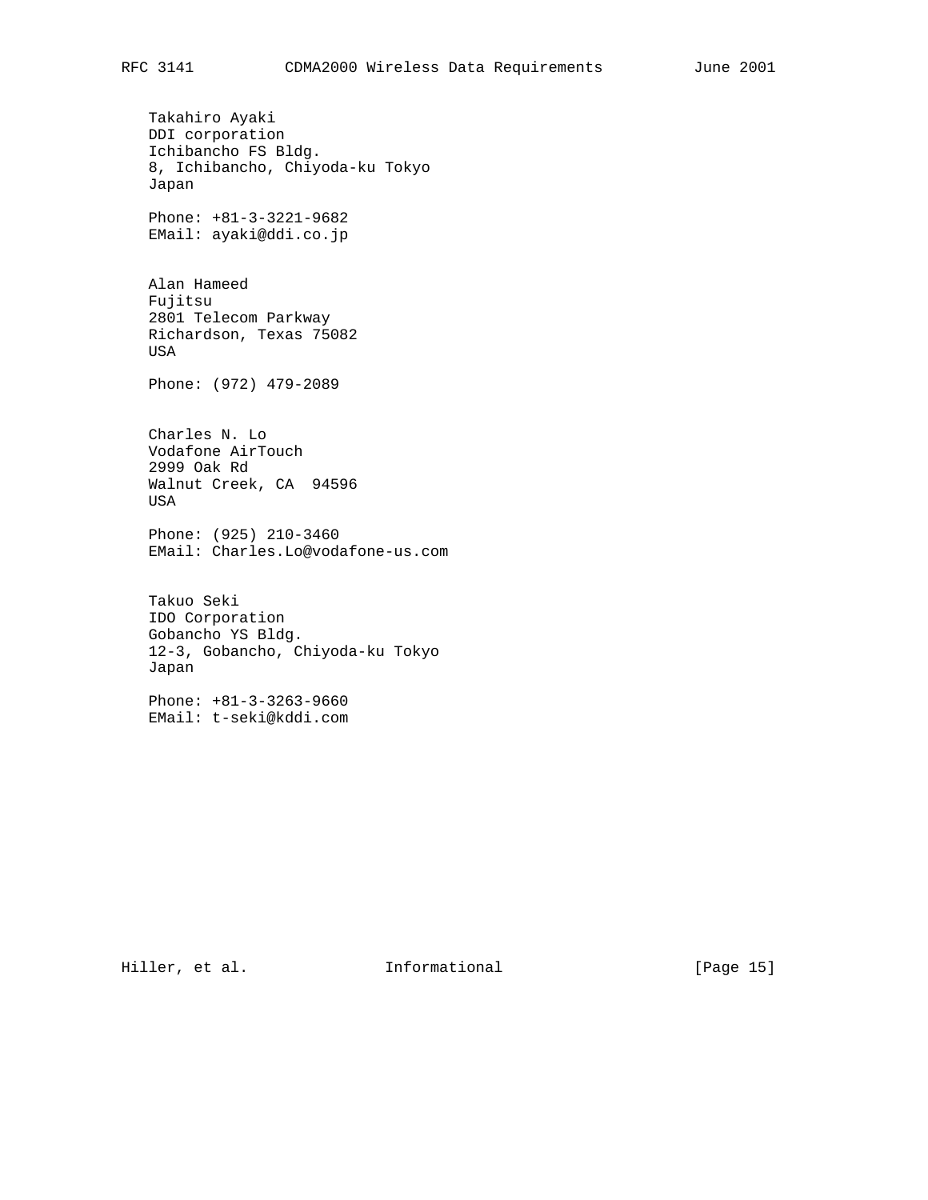Takahiro Ayaki
DDI corporation
Ichibancho FS Bldg.
8, Ichibancho, Chiyoda-ku Tokyo
Japan

Phone: +81-3-3221-9682
EMail: ayaki@ddi.co.jp

Alan Hameed
Fujitsu
2801 Telecom Parkway
Richardson, Texas 75082
USA

Phone: (972) 479-2089

Charles N. Lo
Vodafone AirTouch
2999 Oak Rd
Walnut Creek, CA  94596
USA

Phone: (925) 210-3460
EMail: Charles.Lo@vodafone-us.com

Takuo Seki
IDO Corporation
Gobancho YS Bldg.
12-3, Gobancho, Chiyoda-ku Tokyo
Japan

Phone: +81-3-3263-9660
EMail: t-seki@kddi.com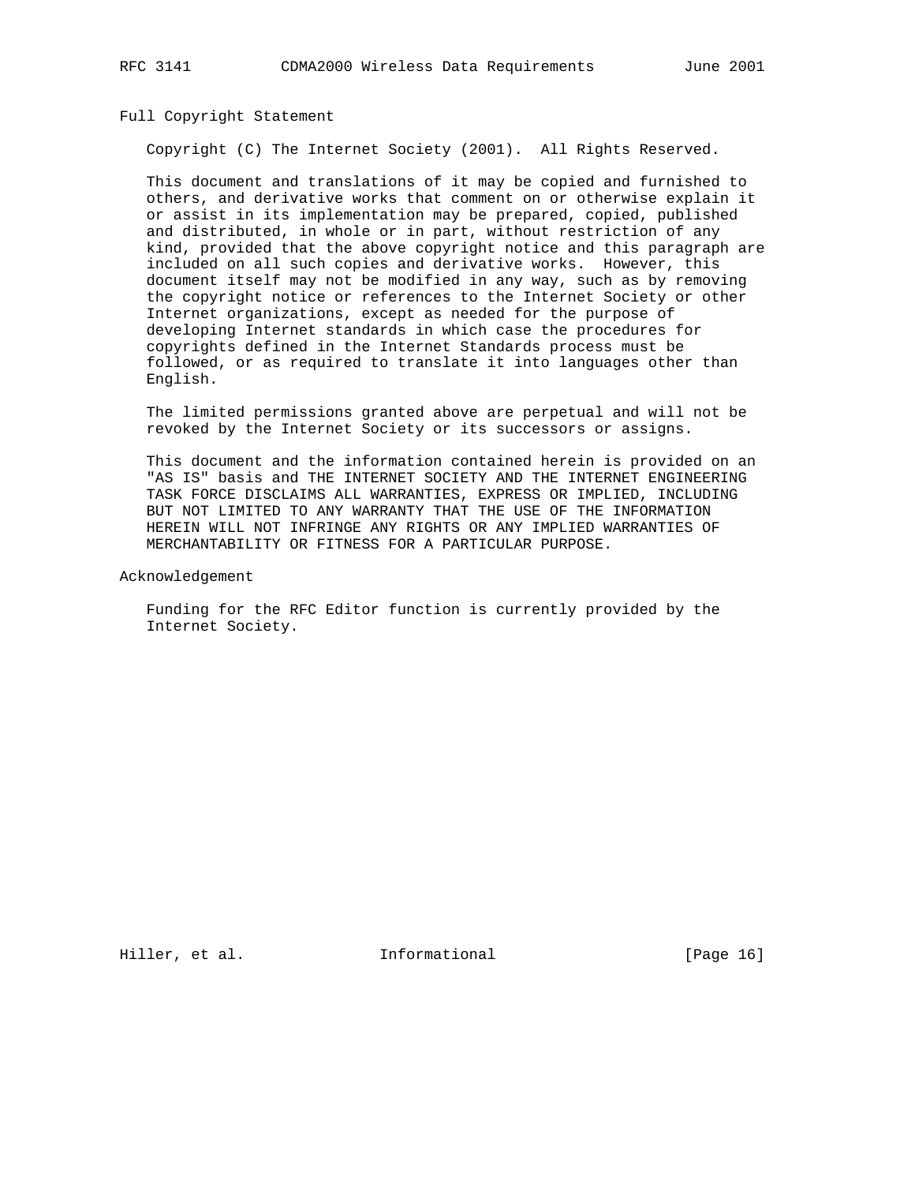## Full Copyright Statement

Copyright (C) The Internet Society (2001). All Rights Reserved.

This document and translations of it may be copied and furnished to others, and derivative works that comment on or otherwise explain it or assist in its implementation may be prepared, copied, published and distributed, in whole or in part, without restriction of any kind, provided that the above copyright notice and this paragraph are included on all such copies and derivative works. However, this document itself may not be modified in any way, such as by removing the copyright notice or references to the Internet Society or other Internet organizations, except as needed for the purpose of developing Internet standards in which case the procedures for copyrights defined in the Internet Standards process must be followed, or as required to translate it into languages other than English.

The limited permissions granted above are perpetual and will not be revoked by the Internet Society or its successors or assigns.

This document and the information contained herein is provided on an "AS IS" basis and THE INTERNET SOCIETY AND THE INTERNET ENGINEERING TASK FORCE DISCLAIMS ALL WARRANTIES, EXPRESS OR IMPLIED, INCLUDING BUT NOT LIMITED TO ANY WARRANTY THAT THE USE OF THE INFORMATION HEREIN WILL NOT INFRINGE ANY RIGHTS OR ANY IMPLIED WARRANTIES OF MERCHANTABILITY OR FITNESS FOR A PARTICULAR PURPOSE.

## Acknowledgement

Funding for the RFC Editor function is currently provided by the Internet Society.